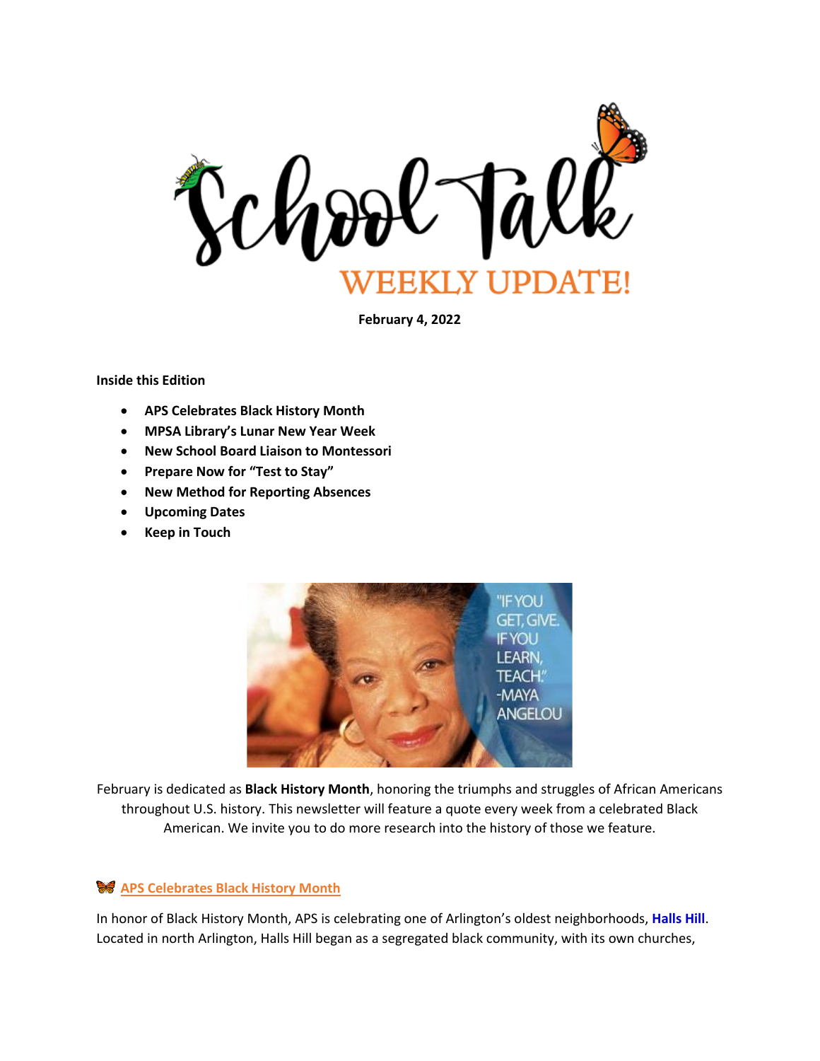# School Talk

## WEEKLY UPDATE!

**February 4, 2022**

**Inside this Edition**

- **APS Celebrates Black History Month**
- **MPSA Library's Lunar New Year Week**
- **New School Board Liaison to Montessori**
- **Prepare Now for "Test to Stay"**
- **New Method for Reporting Absences**
- **Upcoming Dates**
- **Keep in Touch**

"IF YOU GET, GIVE. IF YOU LEARN, TEACH." -MAYA ANGELOU

February is dedicated as **Black History Month**, honoring the triumphs and struggles of African Americans throughout U.S. history. This newsletter will feature a quote every week from a celebrated Black American. We invite you to do more research into the history of those we feature.

### APS Celebrates Black History Month

In honor of Black History Month, APS is celebrating one of Arlington's oldest neighborhoods, **Halls Hill**. Located in north Arlington, Halls Hill began as a segregated black community, with its own churches,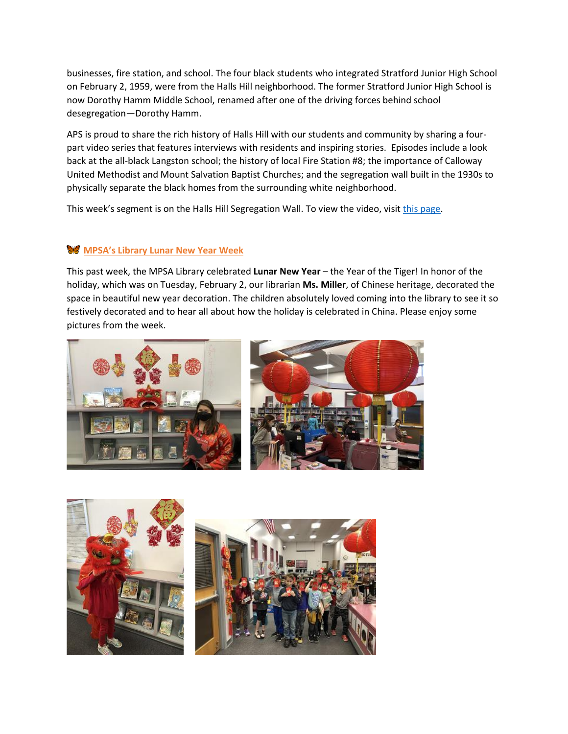businesses, fire station, and school. The four black students who integrated Stratford Junior High School on February 2, 1959, were from the Halls Hill neighborhood. The former Stratford Junior High School is now Dorothy Hamm Middle School, renamed after one of the driving forces behind school desegregation—Dorothy Hamm.

APS is proud to share the rich history of Halls Hill with our students and community by sharing a four-part video series that features interviews with residents and inspiring stories. Episodes include a look back at the all-black Langston school; the history of local Fire Station #8; the importance of Calloway United Methodist and Mount Salvation Baptist Churches; and the segregation wall built in the 1930s to physically separate the black homes from the surrounding white neighborhood.

This week's segment is on the Halls Hill Segregation Wall. To view the video, visit [this page](#).

## 🦋 MPSA's Library Lunar New Year Week

This past week, the MPSA Library celebrated **Lunar New Year** – the Year of the Tiger! In honor of the holiday, which was on Tuesday, February 2, our librarian **Ms. Miller**, of Chinese heritage, decorated the space in beautiful new year decoration. The children absolutely loved coming into the library to see it so festively decorated and to hear all about how the holiday is celebrated in China. Please enjoy some pictures from the week.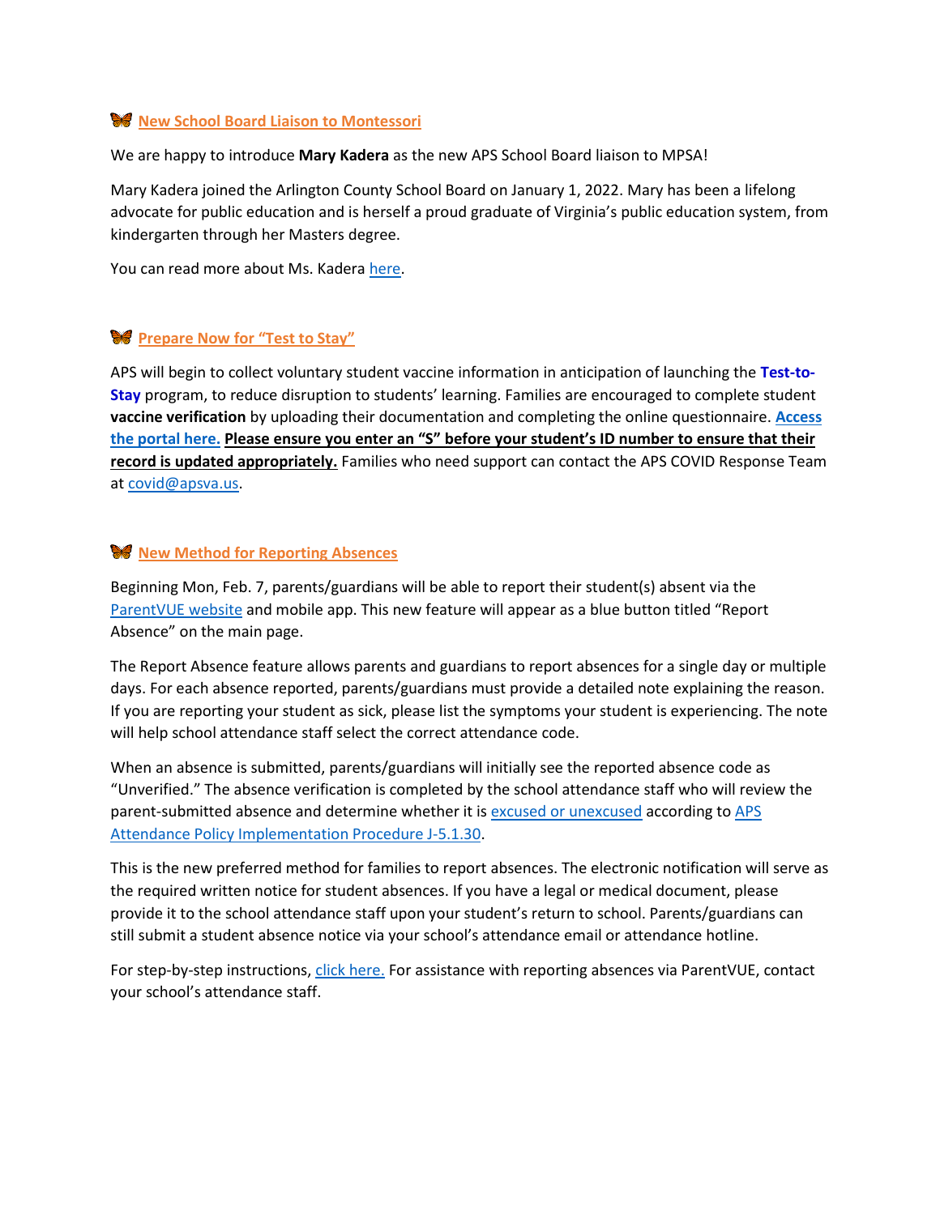## New School Board Liaison to Montessori

We are happy to introduce **Mary Kadera** as the new APS School Board liaison to MPSA!

Mary Kadera joined the Arlington County School Board on January 1, 2022. Mary has been a lifelong advocate for public education and is herself a proud graduate of Virginia's public education system, from kindergarten through her Masters degree.

You can read more about Ms. Kadera here.

## Prepare Now for "Test to Stay"

APS will begin to collect voluntary student vaccine information in anticipation of launching the **Test-to-Stay** program, to reduce disruption to students' learning. Families are encouraged to complete student **vaccine verification** by uploading their documentation and completing the online questionnaire. **Access the portal here.** **Please ensure you enter an "S" before your student's ID number to ensure that their record is updated appropriately.** Families who need support can contact the APS COVID Response Team at covid@apsva.us.

## New Method for Reporting Absences

Beginning Mon, Feb. 7, parents/guardians will be able to report their student(s) absent via the ParentVUE website and mobile app. This new feature will appear as a blue button titled "Report Absence" on the main page.

The Report Absence feature allows parents and guardians to report absences for a single day or multiple days. For each absence reported, parents/guardians must provide a detailed note explaining the reason. If you are reporting your student as sick, please list the symptoms your student is experiencing. The note will help school attendance staff select the correct attendance code.

When an absence is submitted, parents/guardians will initially see the reported absence code as "Unverified." The absence verification is completed by the school attendance staff who will review the parent-submitted absence and determine whether it is excused or unexcused according to APS Attendance Policy Implementation Procedure J-5.1.30.

This is the new preferred method for families to report absences. The electronic notification will serve as the required written notice for student absences. If you have a legal or medical document, please provide it to the school attendance staff upon your student's return to school. Parents/guardians can still submit a student absence notice via your school's attendance email or attendance hotline.

For step-by-step instructions, click here. For assistance with reporting absences via ParentVUE, contact your school's attendance staff.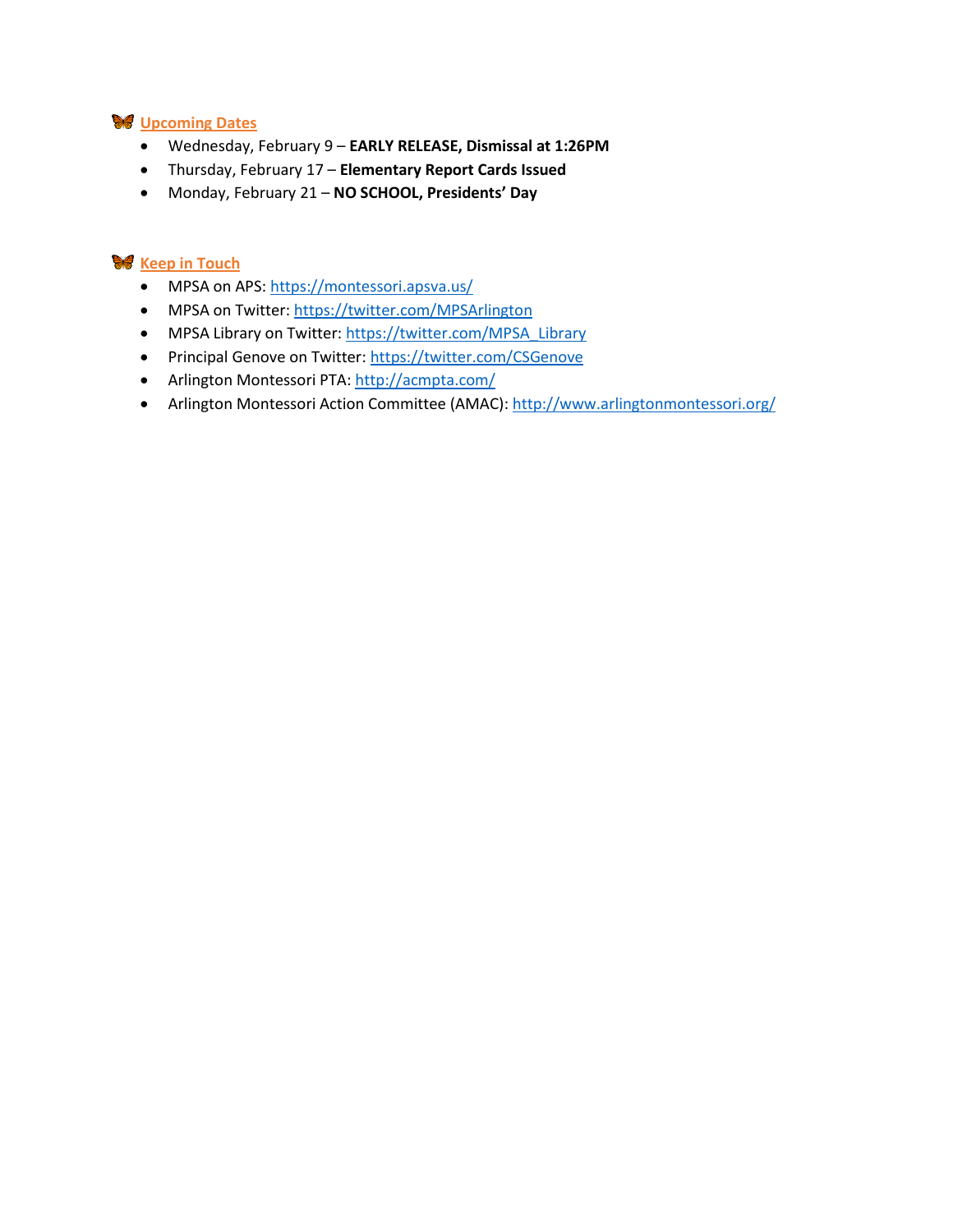## Upcoming Dates

- Wednesday, February 9 – **EARLY RELEASE, Dismissal at 1:26PM**
- Thursday, February 17 – **Elementary Report Cards Issued**
- Monday, February 21 – **NO SCHOOL, Presidents' Day**

## Keep in Touch

- MPSA on APS: https://montessori.apsva.us/
- MPSA on Twitter: https://twitter.com/MPSArlington
- MPSA Library on Twitter: https://twitter.com/MPSA_Library
- Principal Genove on Twitter: https://twitter.com/CSGenove
- Arlington Montessori PTA: http://acmpta.com/
- Arlington Montessori Action Committee (AMAC): http://www.arlingtonmontessori.org/